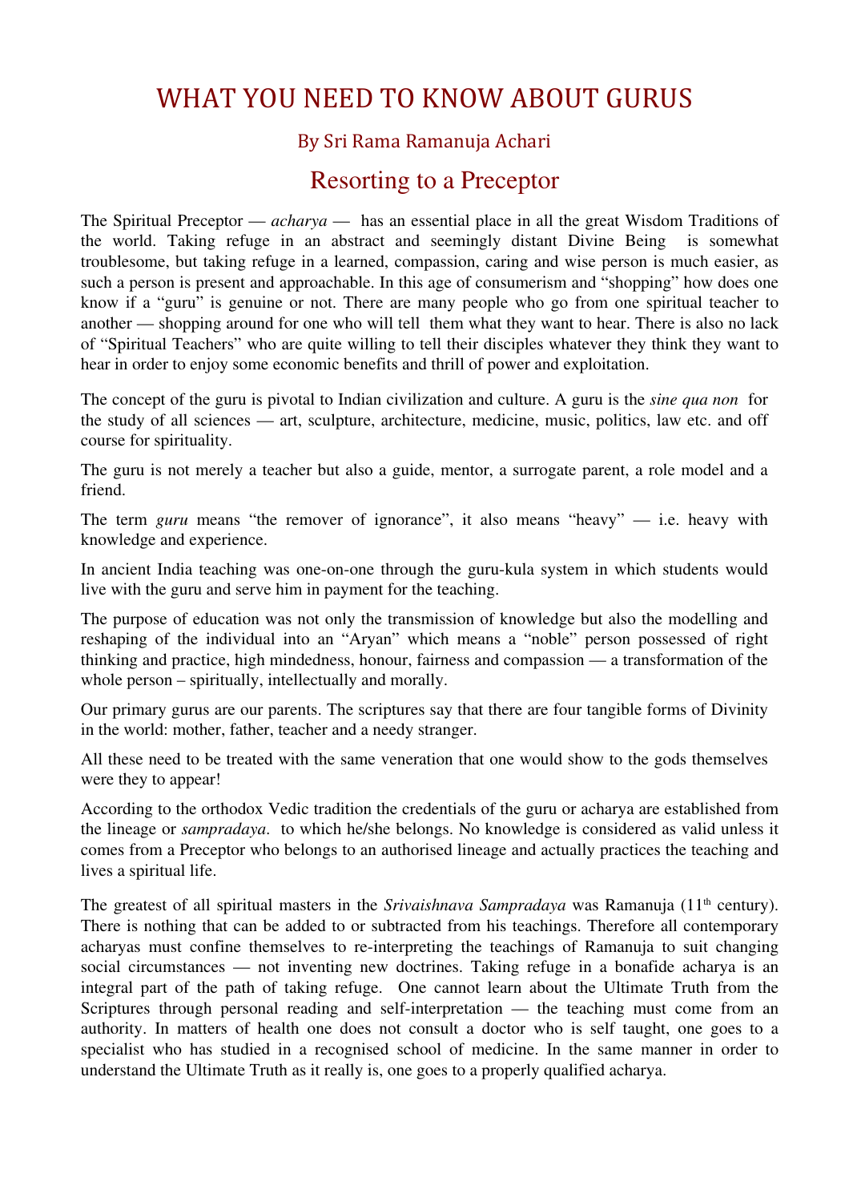# WHAT YOU NEED TO KNOW ABOUT GURUS

### By Sri Rama Ramanuja Achari

## Resorting to a Preceptor

The Spiritual Preceptor — *acharya* — has an essential place in all the great Wisdom Traditions of the world. Taking refuge in an abstract and seemingly distant Divine Being is somewhat troublesome, but taking refuge in a learned, compassion, caring and wise person is much easier, as such a person is present and approachable. In this age of consumerism and "shopping" how does one know if a "guru" is genuine or not. There are many people who go from one spiritual teacher to another — shopping around for one who will tell them what they want to hear. There is also no lack of "Spiritual Teachers" who are quite willing to tell their disciples whatever they think they want to hear in order to enjoy some economic benefits and thrill of power and exploitation.

The concept of the guru is pivotal to Indian civilization and culture. A guru is the *sine qua non* for the study of all sciences — art, sculpture, architecture, medicine, music, politics, law etc. and off course for spirituality.

The guru is not merely a teacher but also a guide, mentor, a surrogate parent, a role model and a friend.

The term *guru* means "the remover of ignorance", it also means "heavy" — i.e. heavy with knowledge and experience.

In ancient India teaching was one-on-one through the guru-kula system in which students would live with the guru and serve him in payment for the teaching.

The purpose of education was not only the transmission of knowledge but also the modelling and reshaping of the individual into an "Aryan" which means a "noble" person possessed of right thinking and practice, high mindedness, honour, fairness and compassion — a transformation of the whole person – spiritually, intellectually and morally.

Our primary gurus are our parents. The scriptures say that there are four tangible forms of Divinity in the world: mother, father, teacher and a needy stranger.

All these need to be treated with the same veneration that one would show to the gods themselves were they to appear!

According to the orthodox Vedic tradition the credentials of the guru or acharya are established from the lineage or *sampradaya*. to which he/she belongs. No knowledge is considered as valid unless it comes from a Preceptor who belongs to an authorised lineage and actually practices the teaching and lives a spiritual life.

The greatest of all spiritual masters in the *Srivaishnava Sampradaya* was Ramanuja (11th century). There is nothing that can be added to or subtracted from his teachings. Therefore all contemporary acharyas must confine themselves to re-interpreting the teachings of Ramanuja to suit changing social circumstances — not inventing new doctrines. Taking refuge in a bonafide acharya is an integral part of the path of taking refuge. One cannot learn about the Ultimate Truth from the Scriptures through personal reading and self-interpretation — the teaching must come from an authority. In matters of health one does not consult a doctor who is self taught, one goes to a specialist who has studied in a recognised school of medicine. In the same manner in order to understand the Ultimate Truth as it really is, one goes to a properly qualified acharya.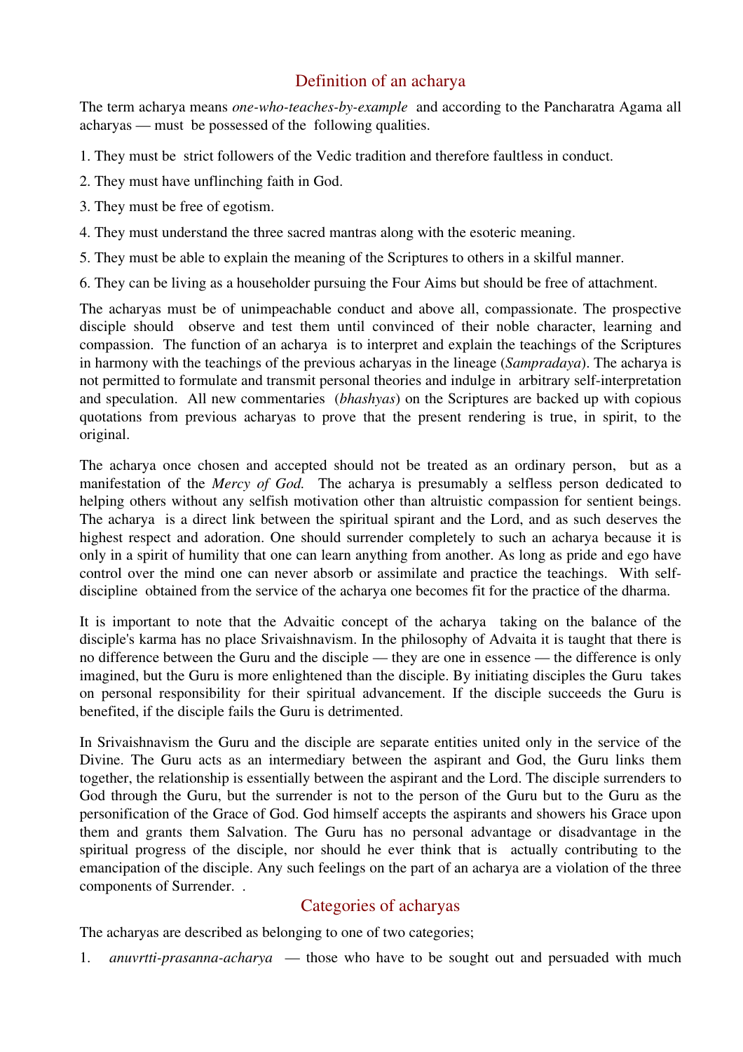## Definition of an acharya

The term acharya means *one-who-teaches-by-example* and according to the Pancharatra Agama all acharyas — must be possessed of the following qualities.

1. They must be strict followers of the Vedic tradition and therefore faultless in conduct.
2. They must have unflinching faith in God.
3. They must be free of egotism.
4. They must understand the three sacred mantras along with the esoteric meaning.
5. They must be able to explain the meaning of the Scriptures to others in a skilful manner.
6. They can be living as a householder pursuing the Four Aims but should be free of attachment.

The acharyas must be of unimpeachable conduct and above all, compassionate. The prospective disciple should observe and test them until convinced of their noble character, learning and compassion. The function of an acharya is to interpret and explain the teachings of the Scriptures in harmony with the teachings of the previous acharyas in the lineage (*Sampradaya*). The acharya is not permitted to formulate and transmit personal theories and indulge in arbitrary self-interpretation and speculation. All new commentaries (*bhashyas*) on the Scriptures are backed up with copious quotations from previous acharyas to prove that the present rendering is true, in spirit, to the original.

The acharya once chosen and accepted should not be treated as an ordinary person, but as a manifestation of the *Mercy of God.* The acharya is presumably a selfless person dedicated to helping others without any selfish motivation other than altruistic compassion for sentient beings. The acharya is a direct link between the spiritual spirant and the Lord, and as such deserves the highest respect and adoration. One should surrender completely to such an acharya because it is only in a spirit of humility that one can learn anything from another. As long as pride and ego have control over the mind one can never absorb or assimilate and practice the teachings. With self-discipline obtained from the service of the acharya one becomes fit for the practice of the dharma.

It is important to note that the Advaitic concept of the acharya taking on the balance of the disciple's karma has no place Srivaishnavism. In the philosophy of Advaita it is taught that there is no difference between the Guru and the disciple — they are one in essence — the difference is only imagined, but the Guru is more enlightened than the disciple. By initiating disciples the Guru takes on personal responsibility for their spiritual advancement. If the disciple succeeds the Guru is benefited, if the disciple fails the Guru is detrimented.

In Srivaishnavism the Guru and the disciple are separate entities united only in the service of the Divine. The Guru acts as an intermediary between the aspirant and God, the Guru links them together, the relationship is essentially between the aspirant and the Lord. The disciple surrenders to God through the Guru, but the surrender is not to the person of the Guru but to the Guru as the personification of the Grace of God. God himself accepts the aspirants and showers his Grace upon them and grants them Salvation. The Guru has no personal advantage or disadvantage in the spiritual progress of the disciple, nor should he ever think that is actually contributing to the emancipation of the disciple. Any such feelings on the part of an acharya are a violation of the three components of Surrender. .

## Categories of acharyas

The acharyas are described as belonging to one of two categories;

1. *anuvrtti-prasanna-acharya* — those who have to be sought out and persuaded with much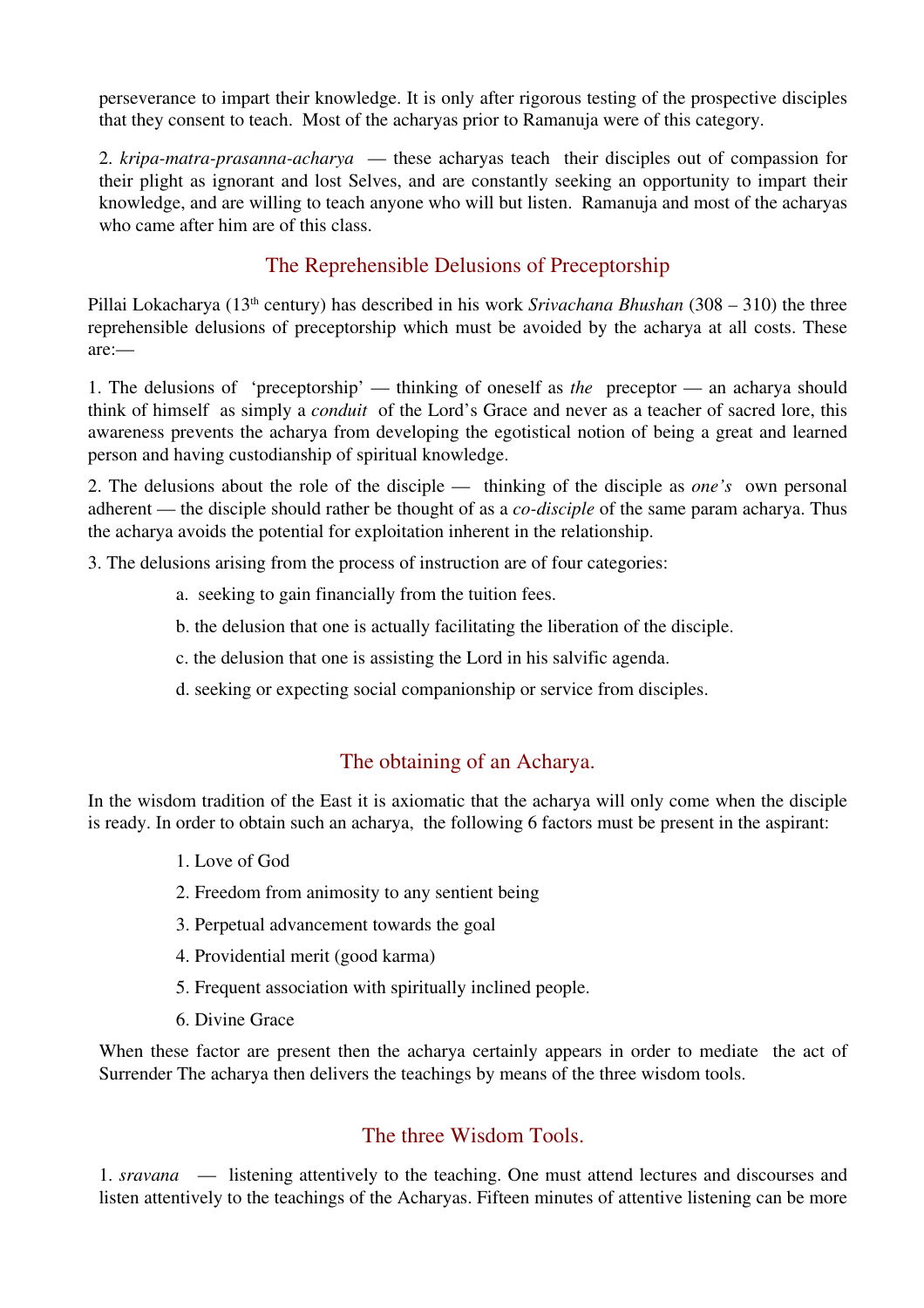perseverance to impart their knowledge. It is only after rigorous testing of the prospective disciples that they consent to teach. Most of the acharyas prior to Ramanuja were of this category.

2. *kripa-matra-prasanna-acharya* — these acharyas teach their disciples out of compassion for their plight as ignorant and lost Selves, and are constantly seeking an opportunity to impart their knowledge, and are willing to teach anyone who will but listen. Ramanuja and most of the acharyas who came after him are of this class.

## The Reprehensible Delusions of Preceptorship

Pillai Lokacharya (13th century) has described in his work *Srivachana Bhushan* (308 – 310) the three reprehensible delusions of preceptorship which must be avoided by the acharya at all costs. These are:—

1. The delusions of 'preceptorship' — thinking of oneself as *the* preceptor — an acharya should think of himself as simply a *conduit* of the Lord's Grace and never as a teacher of sacred lore, this awareness prevents the acharya from developing the egotistical notion of being a great and learned person and having custodianship of spiritual knowledge.

2. The delusions about the role of the disciple — thinking of the disciple as *one's* own personal adherent — the disciple should rather be thought of as a *co-disciple* of the same param acharya. Thus the acharya avoids the potential for exploitation inherent in the relationship.

3. The delusions arising from the process of instruction are of four categories:

   a. seeking to gain financially from the tuition fees.

   b. the delusion that one is actually facilitating the liberation of the disciple.

   c. the delusion that one is assisting the Lord in his salvific agenda.

   d. seeking or expecting social companionship or service from disciples.

## The obtaining of an Acharya.

In the wisdom tradition of the East it is axiomatic that the acharya will only come when the disciple is ready. In order to obtain such an acharya, the following 6 factors must be present in the aspirant:

1. Love of God
2. Freedom from animosity to any sentient being
3. Perpetual advancement towards the goal
4. Providential merit (good karma)
5. Frequent association with spiritually inclined people.
6. Divine Grace

When these factor are present then the acharya certainly appears in order to mediate the act of Surrender The acharya then delivers the teachings by means of the three wisdom tools.

## The three Wisdom Tools.

1. *sravana* — listening attentively to the teaching. One must attend lectures and discourses and listen attentively to the teachings of the Acharyas. Fifteen minutes of attentive listening can be more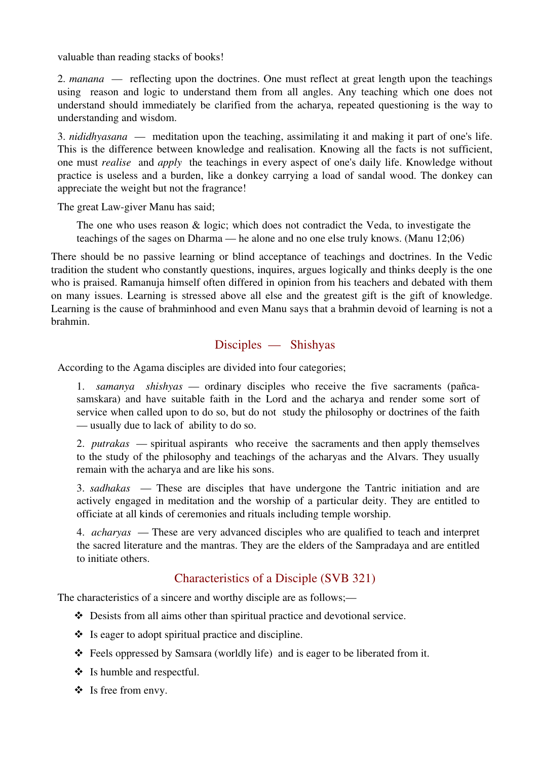valuable than reading stacks of books!

2. *manana* — reflecting upon the doctrines. One must reflect at great length upon the teachings using reason and logic to understand them from all angles. Any teaching which one does not understand should immediately be clarified from the acharya, repeated questioning is the way to understanding and wisdom.

3. *nididhyasana* — meditation upon the teaching, assimilating it and making it part of one's life. This is the difference between knowledge and realisation. Knowing all the facts is not sufficient, one must *realise* and *apply* the teachings in every aspect of one's daily life. Knowledge without practice is useless and a burden, like a donkey carrying a load of sandal wood. The donkey can appreciate the weight but not the fragrance!

The great Law-giver Manu has said;

> The one who uses reason & logic; which does not contradict the Veda, to investigate the teachings of the sages on Dharma — he alone and no one else truly knows. (Manu 12;06)

There should be no passive learning or blind acceptance of teachings and doctrines. In the Vedic tradition the student who constantly questions, inquires, argues logically and thinks deeply is the one who is praised. Ramanuja himself often differed in opinion from his teachers and debated with them on many issues. Learning is stressed above all else and the greatest gift is the gift of knowledge. Learning is the cause of brahminhood and even Manu says that a brahmin devoid of learning is not a brahmin.

## Disciples — Shishyas

According to the Agama disciples are divided into four categories;

1. *samanya shishyas* — ordinary disciples who receive the five sacraments (pañca-samskara) and have suitable faith in the Lord and the acharya and render some sort of service when called upon to do so, but do not study the philosophy or doctrines of the faith — usually due to lack of ability to do so.

2. *putrakas* — spiritual aspirants who receive the sacraments and then apply themselves to the study of the philosophy and teachings of the acharyas and the Alvars. They usually remain with the acharya and are like his sons.

3. *sadhakas* — These are disciples that have undergone the Tantric initiation and are actively engaged in meditation and the worship of a particular deity. They are entitled to officiate at all kinds of ceremonies and rituals including temple worship.

4. *acharyas* — These are very advanced disciples who are qualified to teach and interpret the sacred literature and the mantras. They are the elders of the Sampradaya and are entitled to initiate others.

## Characteristics of a Disciple (SVB 321)

The characteristics of a sincere and worthy disciple are as follows;—

- Desists from all aims other than spiritual practice and devotional service.
- Is eager to adopt spiritual practice and discipline.
- Feels oppressed by Samsara (worldly life) and is eager to be liberated from it.
- Is humble and respectful.
- Is free from envy.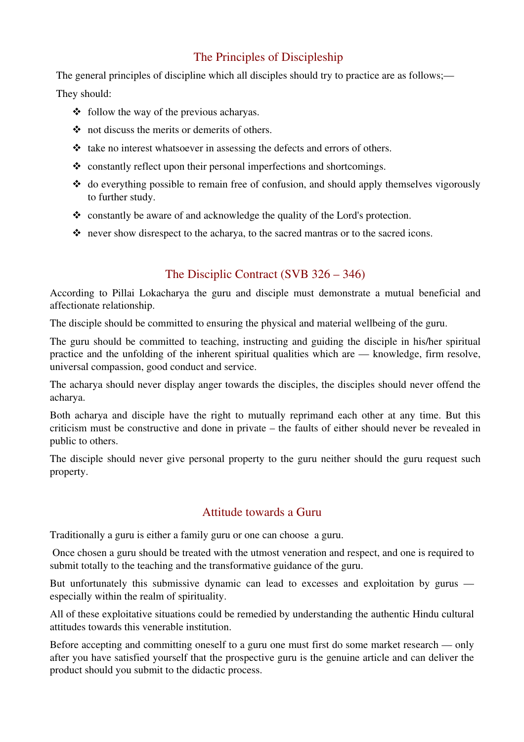## The Principles of Discipleship

The general principles of discipline which all disciples should try to practice are as follows;—

They should:

- follow the way of the previous acharyas.
- not discuss the merits or demerits of others.
- take no interest whatsoever in assessing the defects and errors of others.
- constantly reflect upon their personal imperfections and shortcomings.
- do everything possible to remain free of confusion, and should apply themselves vigorously to further study.
- constantly be aware of and acknowledge the quality of the Lord's protection.
- never show disrespect to the acharya, to the sacred mantras or to the sacred icons.

## The Disciplic Contract (SVB 326 – 346)

According to Pillai Lokacharya the guru and disciple must demonstrate a mutual beneficial and affectionate relationship.

The disciple should be committed to ensuring the physical and material wellbeing of the guru.

The guru should be committed to teaching, instructing and guiding the disciple in his/her spiritual practice and the unfolding of the inherent spiritual qualities which are — knowledge, firm resolve, universal compassion, good conduct and service.

The acharya should never display anger towards the disciples, the disciples should never offend the acharya.

Both acharya and disciple have the right to mutually reprimand each other at any time. But this criticism must be constructive and done in private – the faults of either should never be revealed in public to others.

The disciple should never give personal property to the guru neither should the guru request such property.

## Attitude towards a Guru

Traditionally a guru is either a family guru or one can choose a guru.

Once chosen a guru should be treated with the utmost veneration and respect, and one is required to submit totally to the teaching and the transformative guidance of the guru.

But unfortunately this submissive dynamic can lead to excesses and exploitation by gurus — especially within the realm of spirituality.

All of these exploitative situations could be remedied by understanding the authentic Hindu cultural attitudes towards this venerable institution.

Before accepting and committing oneself to a guru one must first do some market research — only after you have satisfied yourself that the prospective guru is the genuine article and can deliver the product should you submit to the didactic process.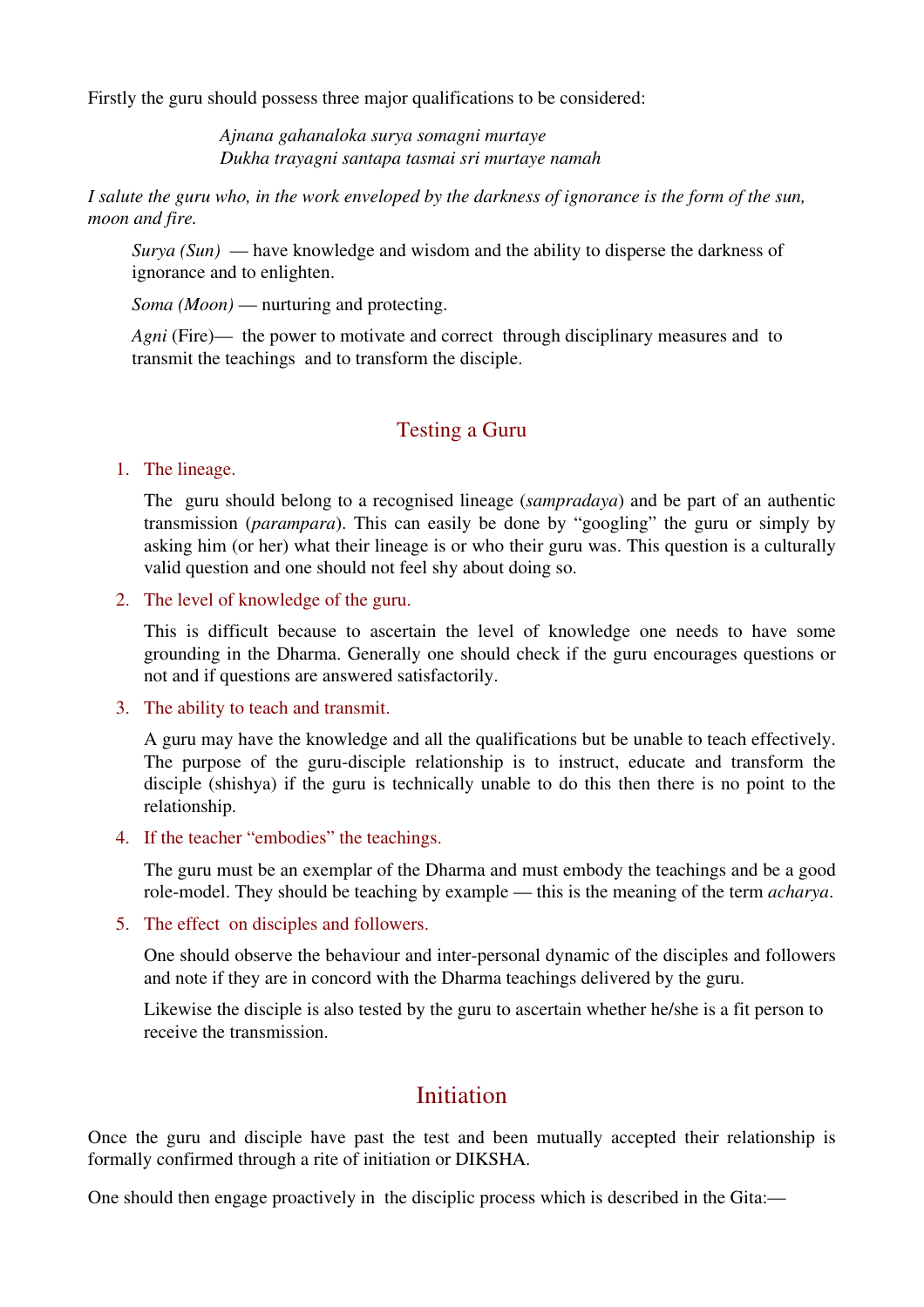Firstly the guru should possess three major qualifications to be considered:

> *Ajnana gahanaloka surya somagni murtaye*
> *Dukha trayagni santapa tasmai sri murtaye namah*

*I salute the guru who, in the work enveloped by the darkness of ignorance is the form of the sun, moon and fire.*

> *Surya (Sun)* — have knowledge and wisdom and the ability to disperse the darkness of ignorance and to enlighten.
>
> *Soma (Moon)* — nurturing and protecting.
>
> *Agni* (Fire)— the power to motivate and correct through disciplinary measures and to transmit the teachings and to transform the disciple.

## Testing a Guru

1. The lineage.

   The guru should belong to a recognised lineage (*sampradaya*) and be part of an authentic transmission (*parampara*). This can easily be done by "googling" the guru or simply by asking him (or her) what their lineage is or who their guru was. This question is a culturally valid question and one should not feel shy about doing so.

2. The level of knowledge of the guru.

   This is difficult because to ascertain the level of knowledge one needs to have some grounding in the Dharma. Generally one should check if the guru encourages questions or not and if questions are answered satisfactorily.

3. The ability to teach and transmit.

   A guru may have the knowledge and all the qualifications but be unable to teach effectively. The purpose of the guru-disciple relationship is to instruct, educate and transform the disciple (shishya) if the guru is technically unable to do this then there is no point to the relationship.

4. If the teacher "embodies" the teachings.

   The guru must be an exemplar of the Dharma and must embody the teachings and be a good role-model. They should be teaching by example — this is the meaning of the term *acharya*.

5. The effect on disciples and followers.

   One should observe the behaviour and inter-personal dynamic of the disciples and followers and note if they are in concord with the Dharma teachings delivered by the guru.

   Likewise the disciple is also tested by the guru to ascertain whether he/she is a fit person to receive the transmission.

## Initiation

Once the guru and disciple have past the test and been mutually accepted their relationship is formally confirmed through a rite of initiation or DIKSHA.

One should then engage proactively in the disciplic process which is described in the Gita:—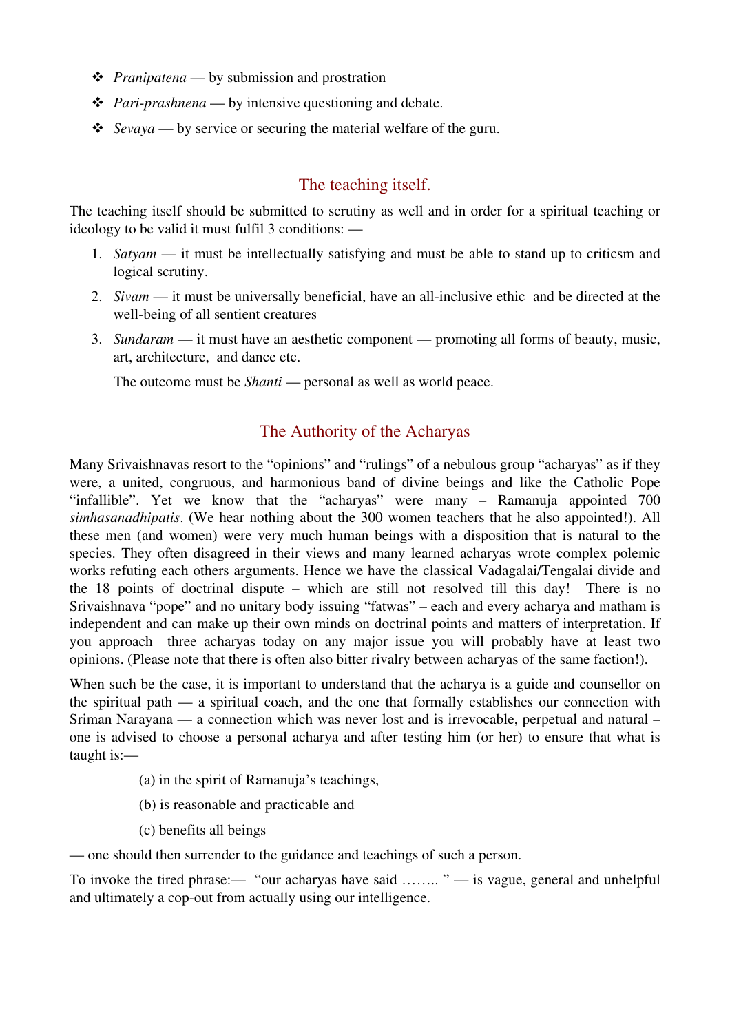- *Pranipatena* — by submission and prostration
- *Pari-prashnena* — by intensive questioning and debate.
- *Sevaya* — by service or securing the material welfare of the guru.

## The teaching itself.

The teaching itself should be submitted to scrutiny as well and in order for a spiritual teaching or ideology to be valid it must fulfil 3 conditions: —

1. *Satyam* — it must be intellectually satisfying and must be able to stand up to criticsm and logical scrutiny.
2. *Sivam* — it must be universally beneficial, have an all-inclusive ethic and be directed at the well-being of all sentient creatures
3. *Sundaram* — it must have an aesthetic component — promoting all forms of beauty, music, art, architecture, and dance etc.

   The outcome must be *Shanti* — personal as well as world peace.

## The Authority of the Acharyas

Many Srivaishnavas resort to the "opinions" and "rulings" of a nebulous group "acharyas" as if they were, a united, congruous, and harmonious band of divine beings and like the Catholic Pope "infallible". Yet we know that the "acharyas" were many – Ramanuja appointed 700 *simhasanadhipatis*. (We hear nothing about the 300 women teachers that he also appointed!). All these men (and women) were very much human beings with a disposition that is natural to the species. They often disagreed in their views and many learned acharyas wrote complex polemic works refuting each others arguments. Hence we have the classical Vadagalai/Tengalai divide and the 18 points of doctrinal dispute – which are still not resolved till this day! There is no Srivaishnava "pope" and no unitary body issuing "fatwas" – each and every acharya and matham is independent and can make up their own minds on doctrinal points and matters of interpretation. If you approach three acharyas today on any major issue you will probably have at least two opinions. (Please note that there is often also bitter rivalry between acharyas of the same faction!).

When such be the case, it is important to understand that the acharya is a guide and counsellor on the spiritual path — a spiritual coach, and the one that formally establishes our connection with Sriman Narayana — a connection which was never lost and is irrevocable, perpetual and natural – one is advised to choose a personal acharya and after testing him (or her) to ensure that what is taught is:—

(a) in the spirit of Ramanuja's teachings,

(b) is reasonable and practicable and

(c) benefits all beings

— one should then surrender to the guidance and teachings of such a person.

To invoke the tired phrase:— "our acharyas have said …….. " — is vague, general and unhelpful and ultimately a cop-out from actually using our intelligence.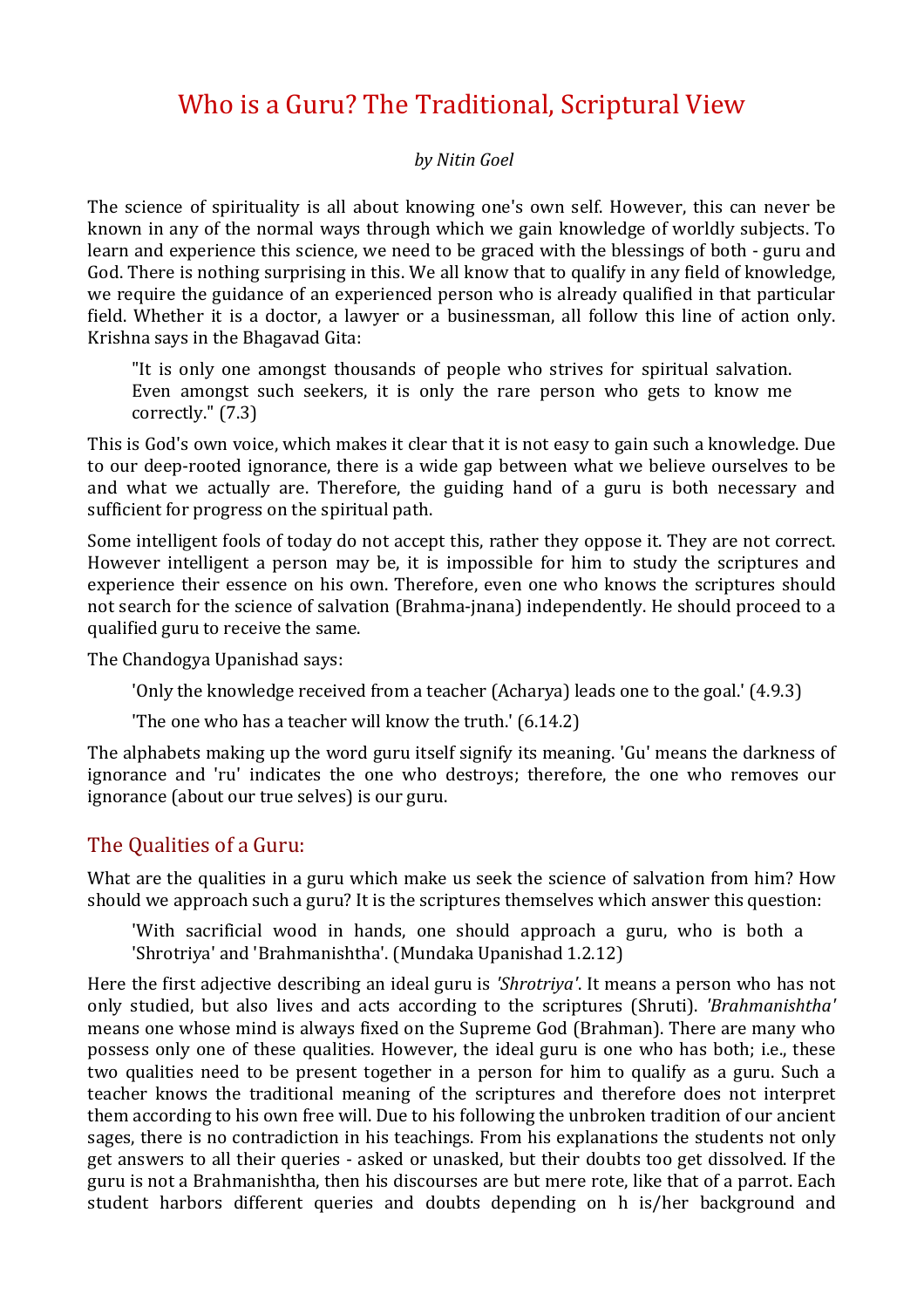# Who is a Guru? The Traditional, Scriptural View

*by Nitin Goel*

The science of spirituality is all about knowing one's own self. However, this can never be known in any of the normal ways through which we gain knowledge of worldly subjects. To learn and experience this science, we need to be graced with the blessings of both - guru and God. There is nothing surprising in this. We all know that to qualify in any field of knowledge, we require the guidance of an experienced person who is already qualified in that particular field. Whether it is a doctor, a lawyer or a businessman, all follow this line of action only. Krishna says in the Bhagavad Gita:

> "It is only one amongst thousands of people who strives for spiritual salvation. Even amongst such seekers, it is only the rare person who gets to know me correctly." (7.3)

This is God's own voice, which makes it clear that it is not easy to gain such a knowledge. Due to our deep-rooted ignorance, there is a wide gap between what we believe ourselves to be and what we actually are. Therefore, the guiding hand of a guru is both necessary and sufficient for progress on the spiritual path.

Some intelligent fools of today do not accept this, rather they oppose it. They are not correct. However intelligent a person may be, it is impossible for him to study the scriptures and experience their essence on his own. Therefore, even one who knows the scriptures should not search for the science of salvation (Brahma-jnana) independently. He should proceed to a qualified guru to receive the same.

The Chandogya Upanishad says:

> 'Only the knowledge received from a teacher (Acharya) leads one to the goal.' (4.9.3)
>
> 'The one who has a teacher will know the truth.' (6.14.2)

The alphabets making up the word guru itself signify its meaning. 'Gu' means the darkness of ignorance and 'ru' indicates the one who destroys; therefore, the one who removes our ignorance (about our true selves) is our guru.

## The Qualities of a Guru:

What are the qualities in a guru which make us seek the science of salvation from him? How should we approach such a guru? It is the scriptures themselves which answer this question:

> 'With sacrificial wood in hands, one should approach a guru, who is both a 'Shrotriya' and 'Brahmanishtha'. (Mundaka Upanishad 1.2.12)

Here the first adjective describing an ideal guru is *'Shrotriya'*. It means a person who has not only studied, but also lives and acts according to the scriptures (Shruti). *'Brahmanishtha'* means one whose mind is always fixed on the Supreme God (Brahman). There are many who possess only one of these qualities. However, the ideal guru is one who has both; i.e., these two qualities need to be present together in a person for him to qualify as a guru. Such a teacher knows the traditional meaning of the scriptures and therefore does not interpret them according to his own free will. Due to his following the unbroken tradition of our ancient sages, there is no contradiction in his teachings. From his explanations the students not only get answers to all their queries - asked or unasked, but their doubts too get dissolved. If the guru is not a Brahmanishtha, then his discourses are but mere rote, like that of a parrot. Each student harbors different queries and doubts depending on h is/her background and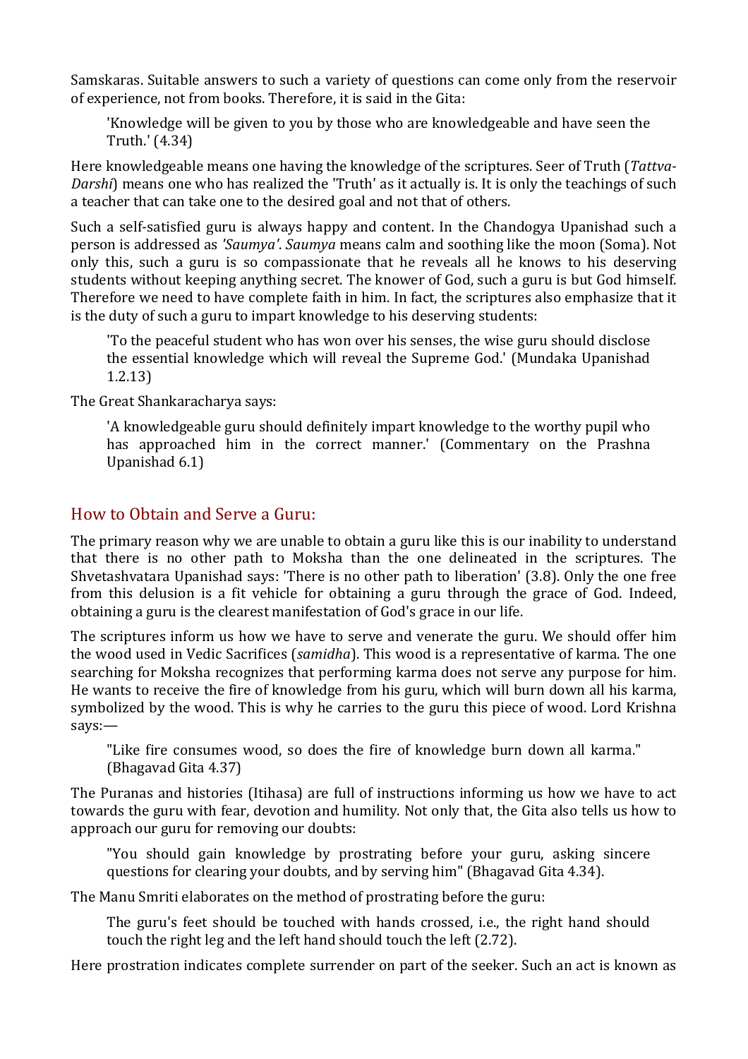Samskaras. Suitable answers to such a variety of questions can come only from the reservoir of experience, not from books. Therefore, it is said in the Gita:

> 'Knowledge will be given to you by those who are knowledgeable and have seen the Truth.' (4.34)

Here knowledgeable means one having the knowledge of the scriptures. Seer of Truth (*Tattva-Darshi*) means one who has realized the 'Truth' as it actually is. It is only the teachings of such a teacher that can take one to the desired goal and not that of others.

Such a self-satisfied guru is always happy and content. In the Chandogya Upanishad such a person is addressed as *'Saumya'*. *Saumya* means calm and soothing like the moon (Soma). Not only this, such a guru is so compassionate that he reveals all he knows to his deserving students without keeping anything secret. The knower of God, such a guru is but God himself. Therefore we need to have complete faith in him. In fact, the scriptures also emphasize that it is the duty of such a guru to impart knowledge to his deserving students:

> 'To the peaceful student who has won over his senses, the wise guru should disclose the essential knowledge which will reveal the Supreme God.' (Mundaka Upanishad 1.2.13)

The Great Shankaracharya says:

> 'A knowledgeable guru should definitely impart knowledge to the worthy pupil who has approached him in the correct manner.' (Commentary on the Prashna Upanishad 6.1)

## How to Obtain and Serve a Guru:

The primary reason why we are unable to obtain a guru like this is our inability to understand that there is no other path to Moksha than the one delineated in the scriptures. The Shvetashvatara Upanishad says: 'There is no other path to liberation' (3.8). Only the one free from this delusion is a fit vehicle for obtaining a guru through the grace of God. Indeed, obtaining a guru is the clearest manifestation of God's grace in our life.

The scriptures inform us how we have to serve and venerate the guru. We should offer him the wood used in Vedic Sacrifices (*samidha*). This wood is a representative of karma. The one searching for Moksha recognizes that performing karma does not serve any purpose for him. He wants to receive the fire of knowledge from his guru, which will burn down all his karma, symbolized by the wood. This is why he carries to the guru this piece of wood. Lord Krishna says:—

> "Like fire consumes wood, so does the fire of knowledge burn down all karma." (Bhagavad Gita 4.37)

The Puranas and histories (Itihasa) are full of instructions informing us how we have to act towards the guru with fear, devotion and humility. Not only that, the Gita also tells us how to approach our guru for removing our doubts:

> "You should gain knowledge by prostrating before your guru, asking sincere questions for clearing your doubts, and by serving him" (Bhagavad Gita 4.34).

The Manu Smriti elaborates on the method of prostrating before the guru:

> The guru's feet should be touched with hands crossed, i.e., the right hand should touch the right leg and the left hand should touch the left (2.72).

Here prostration indicates complete surrender on part of the seeker. Such an act is known as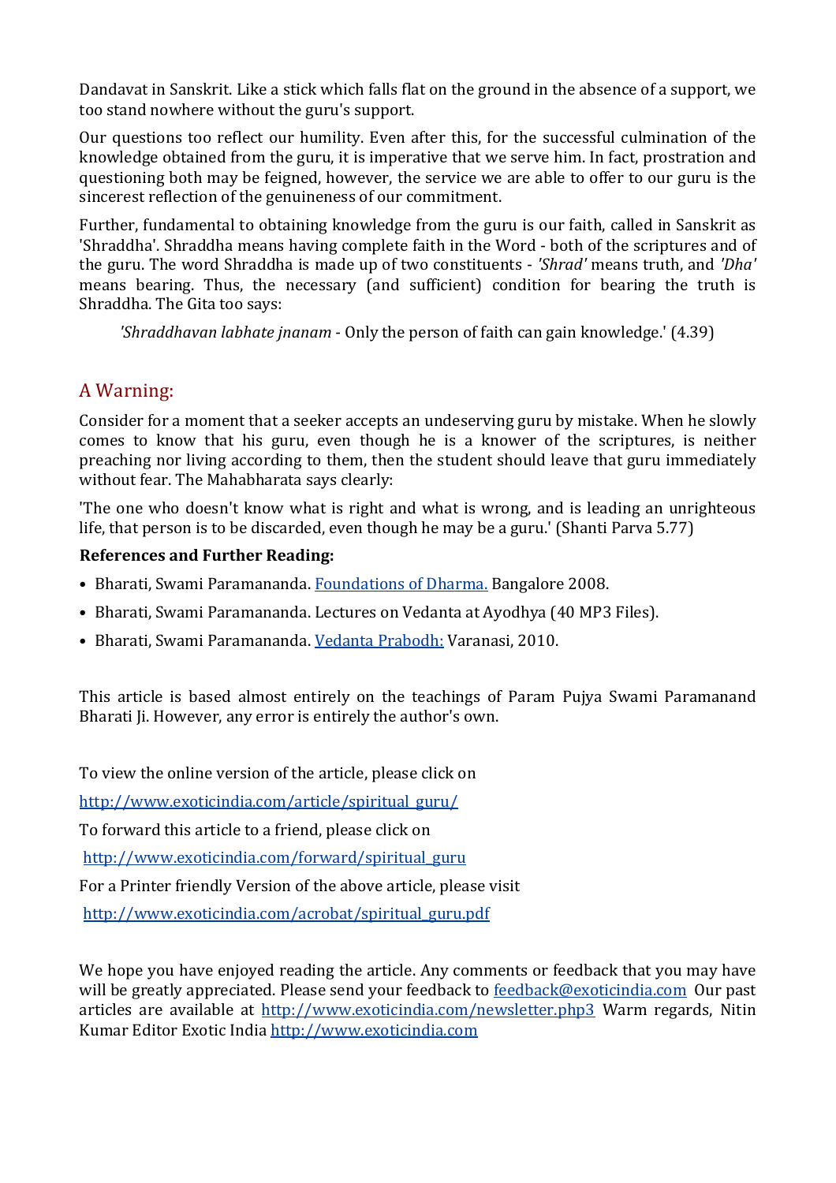Dandavat in Sanskrit. Like a stick which falls flat on the ground in the absence of a support, we too stand nowhere without the guru's support.

Our questions too reflect our humility. Even after this, for the successful culmination of the knowledge obtained from the guru, it is imperative that we serve him. In fact, prostration and questioning both may be feigned, however, the service we are able to offer to our guru is the sincerest reflection of the genuineness of our commitment.

Further, fundamental to obtaining knowledge from the guru is our faith, called in Sanskrit as 'Shraddha'. Shraddha means having complete faith in the Word - both of the scriptures and of the guru. The word Shraddha is made up of two constituents - *'Shrad'* means truth, and *'Dha'* means bearing. Thus, the necessary (and sufficient) condition for bearing the truth is Shraddha. The Gita too says:

> *'Shraddhavan labhate jnanam* - Only the person of faith can gain knowledge.' (4.39)

## A Warning:

Consider for a moment that a seeker accepts an undeserving guru by mistake. When he slowly comes to know that his guru, even though he is a knower of the scriptures, is neither preaching nor living according to them, then the student should leave that guru immediately without fear. The Mahabharata says clearly:

'The one who doesn't know what is right and what is wrong, and is leading an unrighteous life, that person is to be discarded, even though he may be a guru.' (Shanti Parva 5.77)

**References and Further Reading:**

- Bharati, Swami Paramananda. Foundations of Dharma. Bangalore 2008.
- Bharati, Swami Paramananda. Lectures on Vedanta at Ayodhya (40 MP3 Files).
- Bharati, Swami Paramananda. Vedanta Prabodh: Varanasi, 2010.

This article is based almost entirely on the teachings of Param Pujya Swami Paramanand Bharati Ji. However, any error is entirely the author's own.

To view the online version of the article, please click on

http://www.exoticindia.com/article/spiritual_guru/

To forward this article to a friend, please click on

http://www.exoticindia.com/forward/spiritual_guru

For a Printer friendly Version of the above article, please visit

http://www.exoticindia.com/acrobat/spiritual_guru.pdf

We hope you have enjoyed reading the article. Any comments or feedback that you may have will be greatly appreciated. Please send your feedback to feedback@exoticindia.com Our past articles are available at http://www.exoticindia.com/newsletter.php3 Warm regards, Nitin Kumar Editor Exotic India http://www.exoticindia.com